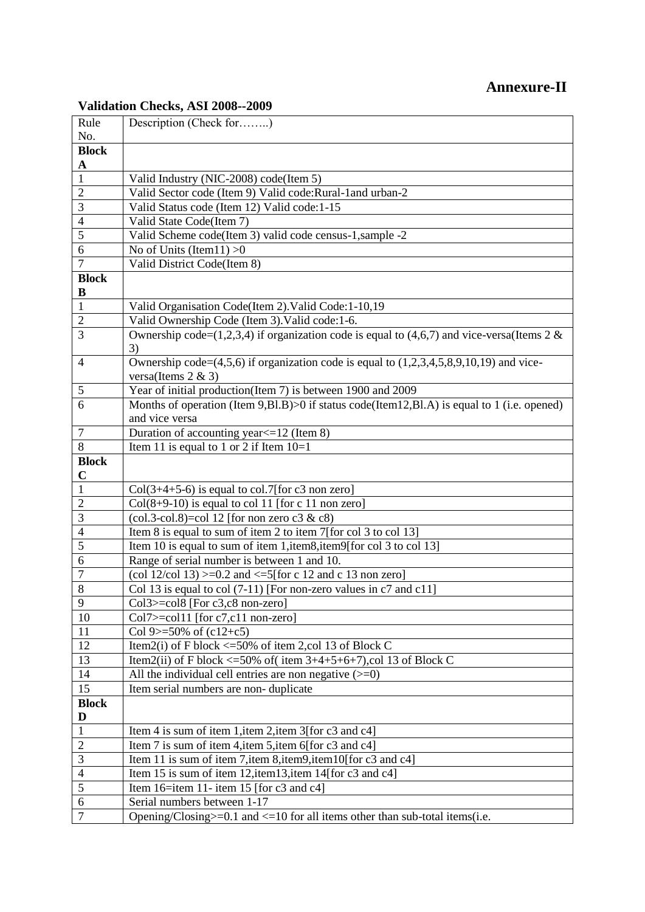**Annexure-II**

**Validation Checks, ASI 2008--2009**

| Rule No. | Description (Check for……..) |
|---|---|
| **Block A** | |
| 1 | Valid Industry (NIC-2008) code(Item 5) |
| 2 | Valid Sector code (Item 9) Valid code:Rural-1and urban-2 |
| 3 | Valid Status code (Item 12) Valid code:1-15 |
| 4 | Valid State Code(Item 7) |
| 5 | Valid Scheme code(Item 3) valid code census-1,sample -2 |
| 6 | No of Units (Item11) >0 |
| 7 | Valid District Code(Item 8) |
| **Block B** | |
| 1 | Valid Organisation Code(Item 2).Valid Code:1-10,19 |
| 2 | Valid Ownership Code (Item 3).Valid code:1-6. |
| 3 | Ownership code=(1,2,3,4) if organization code is equal to (4,6,7) and vice-versa(Items 2 & 3) |
| 4 | Ownership code=(4,5,6) if organization code is equal to (1,2,3,4,5,8,9,10,19) and vice-versa(Items 2 & 3) |
| 5 | Year of initial production(Item 7) is between 1900 and 2009 |
| 6 | Months of operation (Item 9,Bl.B)>0 if status code(Item12,Bl.A) is equal to 1 (i.e. opened) and vice versa |
| 7 | Duration of accounting year<=12 (Item 8) |
| 8 | Item 11 is equal to 1 or 2 if Item 10=1 |
| **Block C** | |
| 1 | Col(3+4+5-6) is equal to col.7[for c3 non zero] |
| 2 | Col(8+9-10) is equal to col 11 [for c 11 non zero] |
| 3 | (col.3-col.8)=col 12 [for non zero c3 & c8) |
| 4 | Item 8 is equal to sum of item 2 to item 7[for col 3 to col 13] |
| 5 | Item 10 is equal to sum of item 1,item8,item9[for col 3 to col 13] |
| 6 | Range of serial number is between 1 and 10. |
| 7 | (col 12/col 13) >=0.2 and <=5[for c 12 and c 13 non zero] |
| 8 | Col 13 is equal to col (7-11) [For non-zero values in c7 and c11] |
| 9 | Col3>=col8 [For c3,c8 non-zero] |
| 10 | Col7>=col11 [for c7,c11 non-zero] |
| 11 | Col 9>=50% of (c12+c5) |
| 12 | Item2(i) of F block <=50% of item 2,col 13 of Block C |
| 13 | Item2(ii) of F block <=50% of( item 3+4+5+6+7),col 13 of Block C |
| 14 | All the individual cell entries are non negative (>=0) |
| 15 | Item serial numbers are non- duplicate |
| **Block D** | |
| 1 | Item 4 is sum of item 1,item 2,item 3[for c3 and c4] |
| 2 | Item 7 is sum of item 4,item 5,item 6[for c3 and c4] |
| 3 | Item 11 is sum of item 7,item 8,item9,item10[for c3 and c4] |
| 4 | Item 15 is sum of item 12,item13,item 14[for c3 and c4] |
| 5 | Item 16=item 11- item 15 [for c3 and c4] |
| 6 | Serial numbers between 1-17 |
| 7 | Opening/Closing>=0.1 and <=10 for all items other than sub-total items(i.e. |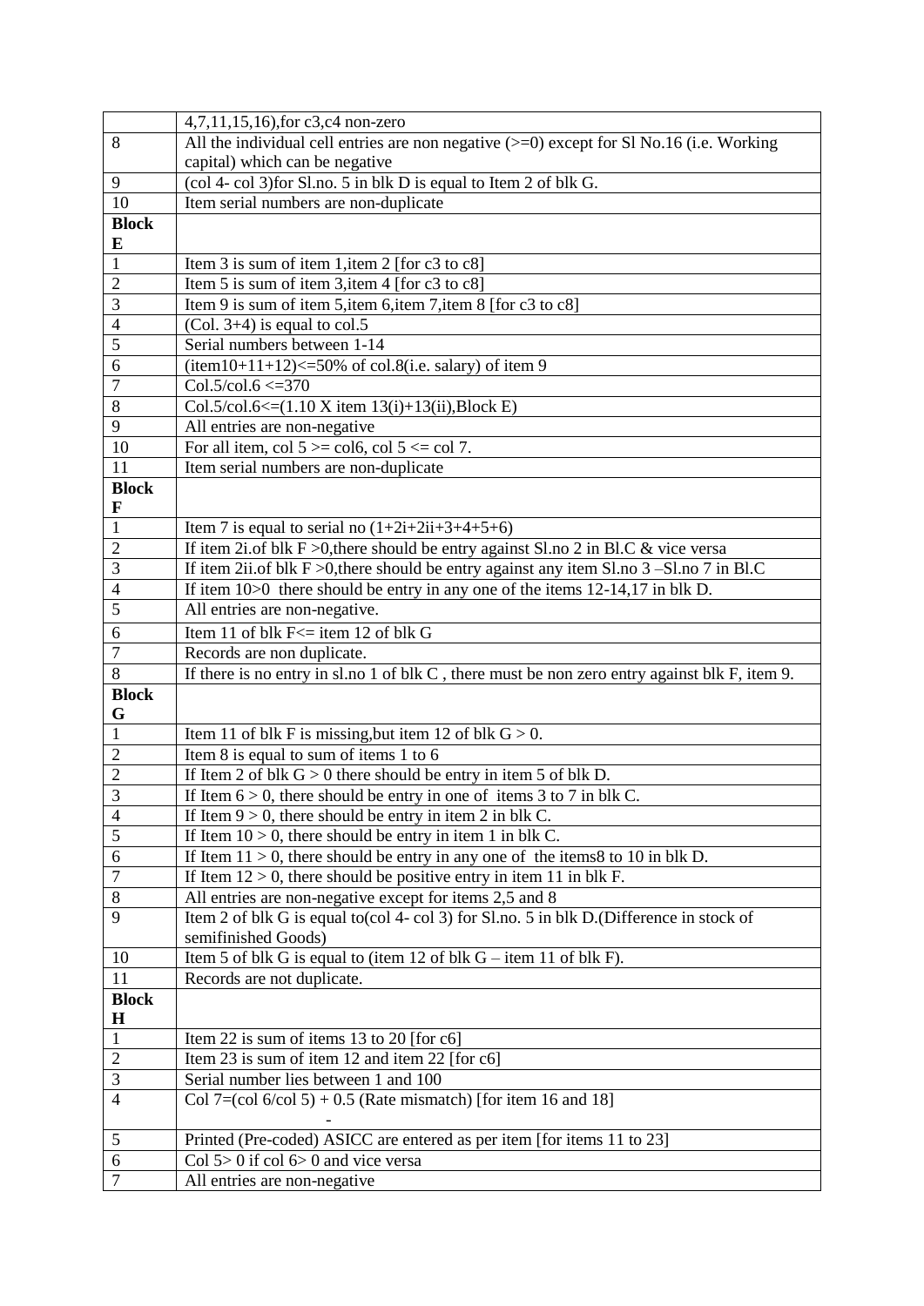| | |
|---|---|
| | 4,7,11,15,16),for c3,c4 non-zero |
| 8 | All the individual cell entries are non negative (>=0) except for Sl No.16 (i.e. Working capital) which can be negative |
| 9 | (col 4- col 3)for Sl.no. 5 in blk D is equal to Item 2 of blk G. |
| 10 | Item serial numbers are non-duplicate |
| **Block E** | |
| 1 | Item 3 is sum of item 1,item 2 [for c3 to c8] |
| 2 | Item 5 is sum of item 3,item 4 [for c3 to c8] |
| 3 | Item 9 is sum of item 5,item 6,item 7,item 8 [for c3 to c8] |
| 4 | (Col. 3+4) is equal to col.5 |
| 5 | Serial numbers between 1-14 |
| 6 | (item10+11+12)<=50% of col.8(i.e. salary) of item 9 |
| 7 | Col.5/col.6 <=370 |
| 8 | Col.5/col.6<=(1.10 X item 13(i)+13(ii),Block E) |
| 9 | All entries are non-negative |
| 10 | For all item, col 5 >= col6, col 5 <= col 7. |
| 11 | Item serial numbers are non-duplicate |
| **Block F** | |
| 1 | Item 7 is equal to serial no (1+2i+2ii+3+4+5+6) |
| 2 | If item 2i.of blk F >0,there should be entry against Sl.no 2 in Bl.C & vice versa |
| 3 | If item 2ii.of blk F >0,there should be entry against any item Sl.no 3 –Sl.no 7 in Bl.C |
| 4 | If item 10>0 there should be entry in any one of the items 12-14,17 in blk D. |
| 5 | All entries are non-negative. |
| 6 | Item 11 of blk F<= item 12 of blk G |
| 7 | Records are non duplicate. |
| 8 | If there is no entry in sl.no 1 of blk C , there must be non zero entry against blk F, item 9. |
| **Block G** | |
| 1 | Item 11 of blk F is missing,but item 12 of blk G > 0. |
| 2 | Item 8 is equal to sum of items 1 to 6 |
| 2 | If Item 2 of blk G > 0 there should be entry in item 5 of blk D. |
| 3 | If Item 6 > 0, there should be entry in one of items 3 to 7 in blk C. |
| 4 | If Item 9 > 0, there should be entry in item 2 in blk C. |
| 5 | If Item 10 > 0, there should be entry in item 1 in blk C. |
| 6 | If Item 11 > 0, there should be entry in any one of the items8 to 10 in blk D. |
| 7 | If Item 12 > 0, there should be positive entry in item 11 in blk F. |
| 8 | All entries are non-negative except for items 2,5 and 8 |
| 9 | Item 2 of blk G is equal to(col 4- col 3) for Sl.no. 5 in blk D.(Difference in stock of semifinished Goods) |
| 10 | Item 5 of blk G is equal to (item 12 of blk G – item 11 of blk F). |
| 11 | Records are not duplicate. |
| **Block H** | |
| 1 | Item 22 is sum of items 13 to 20 [for c6] |
| 2 | Item 23 is sum of item 12 and item 22 [for c6] |
| 3 | Serial number lies between 1 and 100 |
| 4 | Col 7=(col 6/col 5) + 0.5 (Rate mismatch) [for item 16 and 18] - |
| 5 | Printed (Pre-coded) ASICC are entered as per item [for items 11 to 23] |
| 6 | Col 5> 0 if col 6> 0 and vice versa |
| 7 | All entries are non-negative |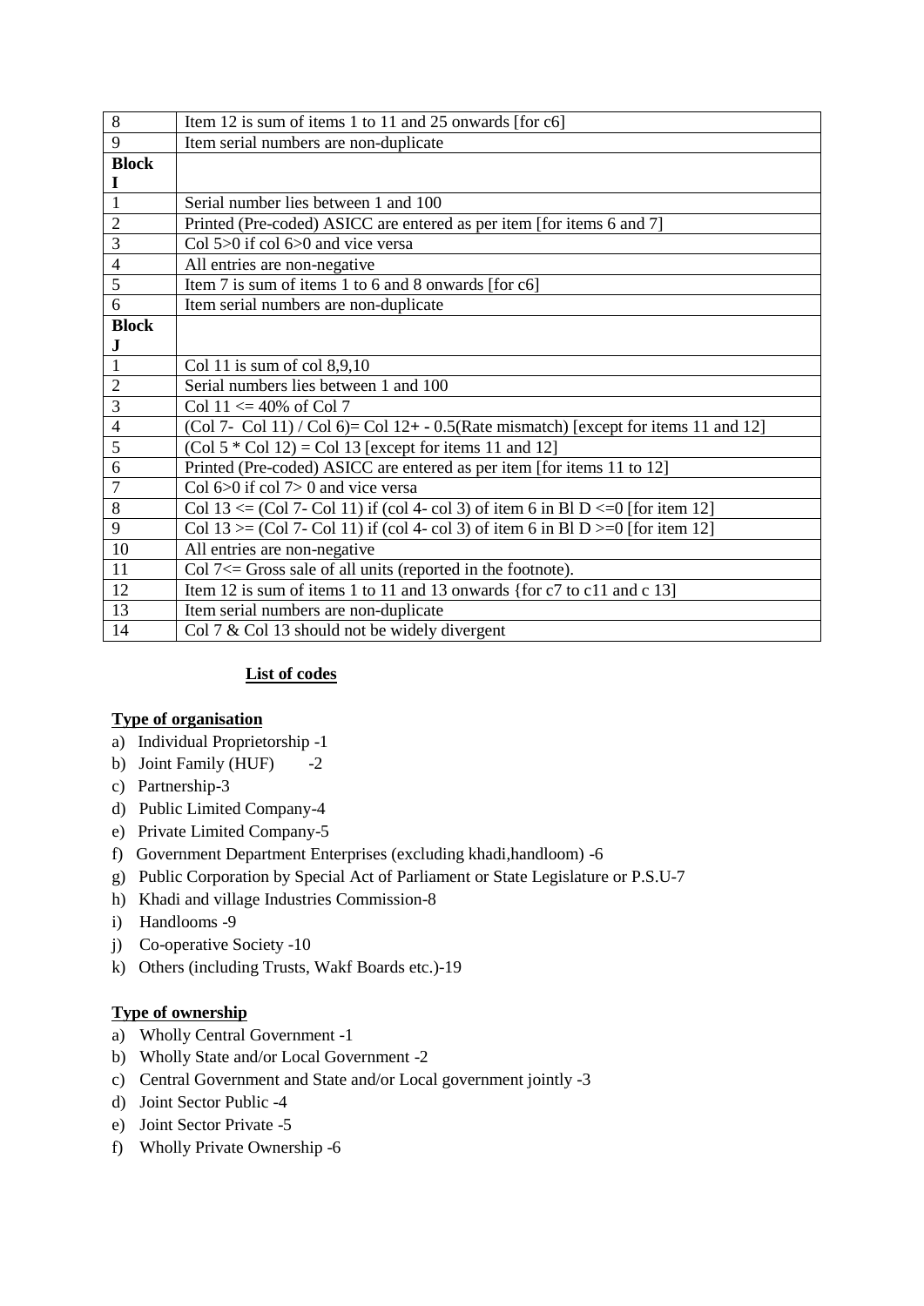| | |
|---|---|
| 8 | Item 12 is sum of items 1 to 11 and 25 onwards [for c6] |
| 9 | Item serial numbers are non-duplicate |
| **Block I** | |
| 1 | Serial number lies between 1 and 100 |
| 2 | Printed (Pre-coded) ASICC are entered as per item [for items 6 and 7] |
| 3 | Col 5>0 if col 6>0 and vice versa |
| 4 | All entries are non-negative |
| 5 | Item 7 is sum of items 1 to 6 and 8 onwards [for c6] |
| 6 | Item serial numbers are non-duplicate |
| **Block J** | |
| 1 | Col 11 is sum of col 8,9,10 |
| 2 | Serial numbers lies between 1 and 100 |
| 3 | Col 11 <= 40% of Col 7 |
| 4 | (Col 7- Col 11) / Col 6)= Col 12+ - 0.5(Rate mismatch) [except for items 11 and 12] |
| 5 | (Col 5 * Col 12) = Col 13 [except for items 11 and 12] |
| 6 | Printed (Pre-coded) ASICC are entered as per item [for items 11 to 12] |
| 7 | Col 6>0 if col 7> 0 and vice versa |
| 8 | Col 13 <= (Col 7- Col 11) if (col 4- col 3) of item 6 in Bl D <=0 [for item 12] |
| 9 | Col 13 >= (Col 7- Col 11) if (col 4- col 3) of item 6 in Bl D >=0 [for item 12] |
| 10 | All entries are non-negative |
| 11 | Col 7<= Gross sale of all units (reported in the footnote). |
| 12 | Item 12 is sum of items 1 to 11 and 13 onwards {for c7 to c11 and c 13] |
| 13 | Item serial numbers are non-duplicate |
| 14 | Col 7 & Col 13 should not be widely divergent |

## List of codes

### Type of organisation

a) Individual Proprietorship -1
b) Joint Family (HUF) -2
c) Partnership-3
d) Public Limited Company-4
e) Private Limited Company-5
f) Government Department Enterprises (excluding khadi,handloom) -6
g) Public Corporation by Special Act of Parliament or State Legislature or P.S.U-7
h) Khadi and village Industries Commission-8
i) Handlooms -9
j) Co-operative Society -10
k) Others (including Trusts, Wakf Boards etc.)-19

### Type of ownership

a) Wholly Central Government -1
b) Wholly State and/or Local Government -2
c) Central Government and State and/or Local government jointly -3
d) Joint Sector Public -4
e) Joint Sector Private -5
f) Wholly Private Ownership -6